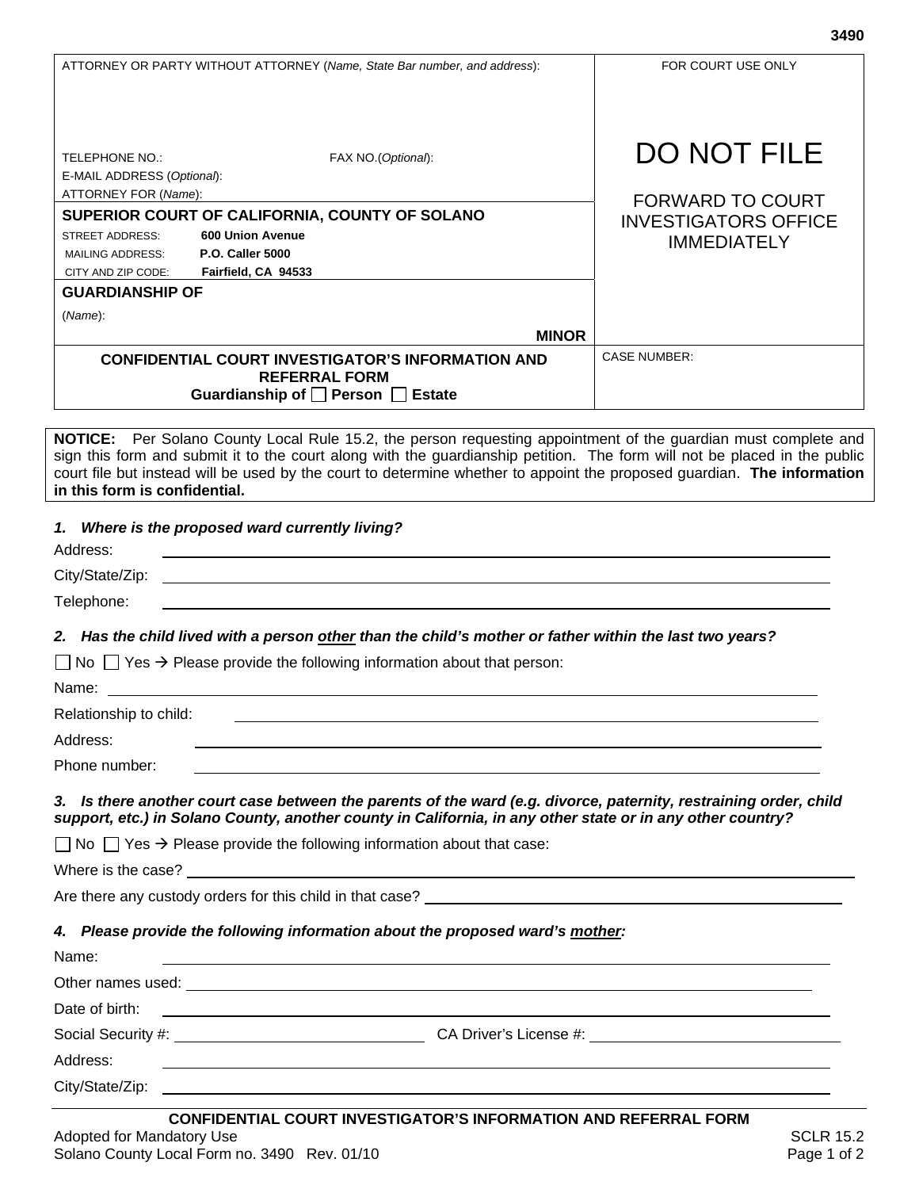3490

| ATTORNEY OR PARTY WITHOUT ATTORNEY (*Name, State Bar number, and address*): | FOR COURT USE ONLY |
|---|---|
| TELEPHONE NO.: FAX NO.(*Optional*): <br> E-MAIL ADDRESS (*Optional*): <br> ATTORNEY FOR (*Name*): | DO NOT FILE <br><br> FORWARD TO COURT INVESTIGATORS OFFICE IMMEDIATELY |
| **SUPERIOR COURT OF CALIFORNIA, COUNTY OF SOLANO** <br> STREET ADDRESS: **600 Union Avenue** <br> MAILING ADDRESS: **P.O. Caller 5000** <br> CITY AND ZIP CODE: **Fairfield, CA 94533** | |
| **GUARDIANSHIP OF** <br> (*Name*): <br> **MINOR** | |
| **CONFIDENTIAL COURT INVESTIGATOR'S INFORMATION AND REFERRAL FORM** <br> **Guardianship of ☐ Person ☐ Estate** | CASE NUMBER: |

**NOTICE:** Per Solano County Local Rule 15.2, the person requesting appointment of the guardian must complete and sign this form and submit it to the court along with the guardianship petition. The form will not be placed in the public court file but instead will be used by the court to determine whether to appoint the proposed guardian. **The information in this form is confidential.**

***1. Where is the proposed ward currently living?***

Address: ______________________________

City/State/Zip: ______________________________

Telephone: ______________________________

***2. Has the child lived with a person other than the child's mother or father within the last two years?***

☐ No ☐ Yes → Please provide the following information about that person:

Name: ______________________________

Relationship to child: ______________________________

Address: ______________________________

Phone number: ______________________________

***3. Is there another court case between the parents of the ward (e.g. divorce, paternity, restraining order, child support, etc.) in Solano County, another county in California, in any other state or in any other country?***

☐ No ☐ Yes → Please provide the following information about that case:

Where is the case? ______________________________

Are there any custody orders for this child in that case? ______________________________

***4. Please provide the following information about the proposed ward's mother:***

Name: ______________________________

Other names used: ______________________________

Date of birth: ______________________________

Social Security #: ______________________________ CA Driver's License #: ______________________________

Address: ______________________________

City/State/Zip: ______________________________

**CONFIDENTIAL COURT INVESTIGATOR'S INFORMATION AND REFERRAL FORM**

Adopted for Mandatory Use SCLR 15.2
Solano County Local Form no. 3490 Rev. 01/10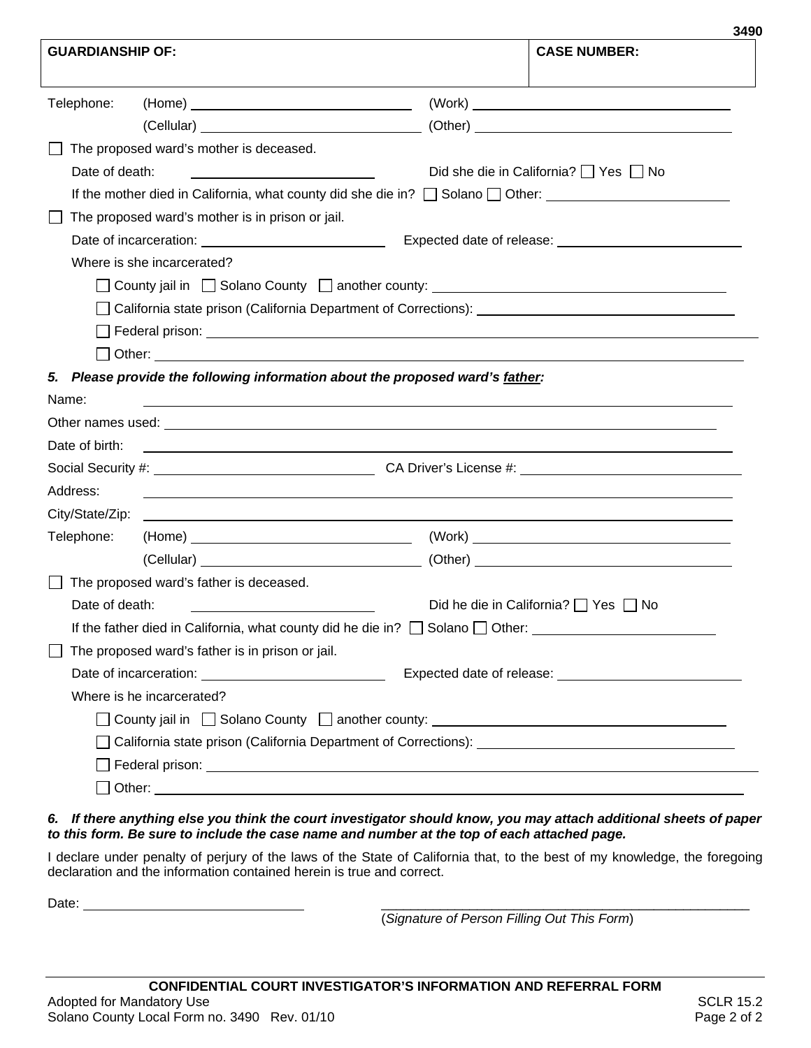| GUARDIANSHIP OF: | CASE NUMBER: |
|---|---|
| | |

Telephone: (Home) ______________________ (Work) ______________________

(Cellular) ______________________ (Other) ______________________

☐ The proposed ward's mother is deceased.

Date of death: ______________________ Did she die in California? ☐ Yes ☐ No

If the mother died in California, what county did she die in? ☐ Solano ☐ Other: ______________________

☐ The proposed ward's mother is in prison or jail.

Date of incarceration: ______________________ Expected date of release: ______________________

Where is she incarcerated?

☐ County jail in ☐ Solano County ☐ another county: ______________________

☐ California state prison (California Department of Corrections): ______________________

☐ Federal prison: ______________________

☐ Other: ______________________

***5. Please provide the following information about the proposed ward's <u>father</u>:***

Name: ______________________

Other names used: ______________________

Date of birth: ______________________

Social Security #: ______________________ CA Driver's License #: ______________________

Address: ______________________

City/State/Zip: ______________________

Telephone: (Home) ______________________ (Work) ______________________

(Cellular) ______________________ (Other) ______________________

☐ The proposed ward's father is deceased.

Date of death: ______________________ Did he die in California? ☐ Yes ☐ No

If the father died in California, what county did he die in? ☐ Solano ☐ Other: ______________________

☐ The proposed ward's father is in prison or jail.

Date of incarceration: ______________________ Expected date of release: ______________________

Where is he incarcerated?

☐ County jail in ☐ Solano County ☐ another county: ______________________

☐ California state prison (California Department of Corrections): ______________________

☐ Federal prison: ______________________

☐ Other: ______________________

***6. If there anything else you think the court investigator should know, you may attach additional sheets of paper to this form. Be sure to include the case name and number at the top of each attached page.***

I declare under penalty of perjury of the laws of the State of California that, to the best of my knowledge, the foregoing declaration and the information contained herein is true and correct.

Date: ______________________

______________________
(*Signature of Person Filling Out This Form*)

**CONFIDENTIAL COURT INVESTIGATOR'S INFORMATION AND REFERRAL FORM**

Adopted for Mandatory Use
Solano County Local Form no. 3490 Rev. 01/10

SCLR 15.2